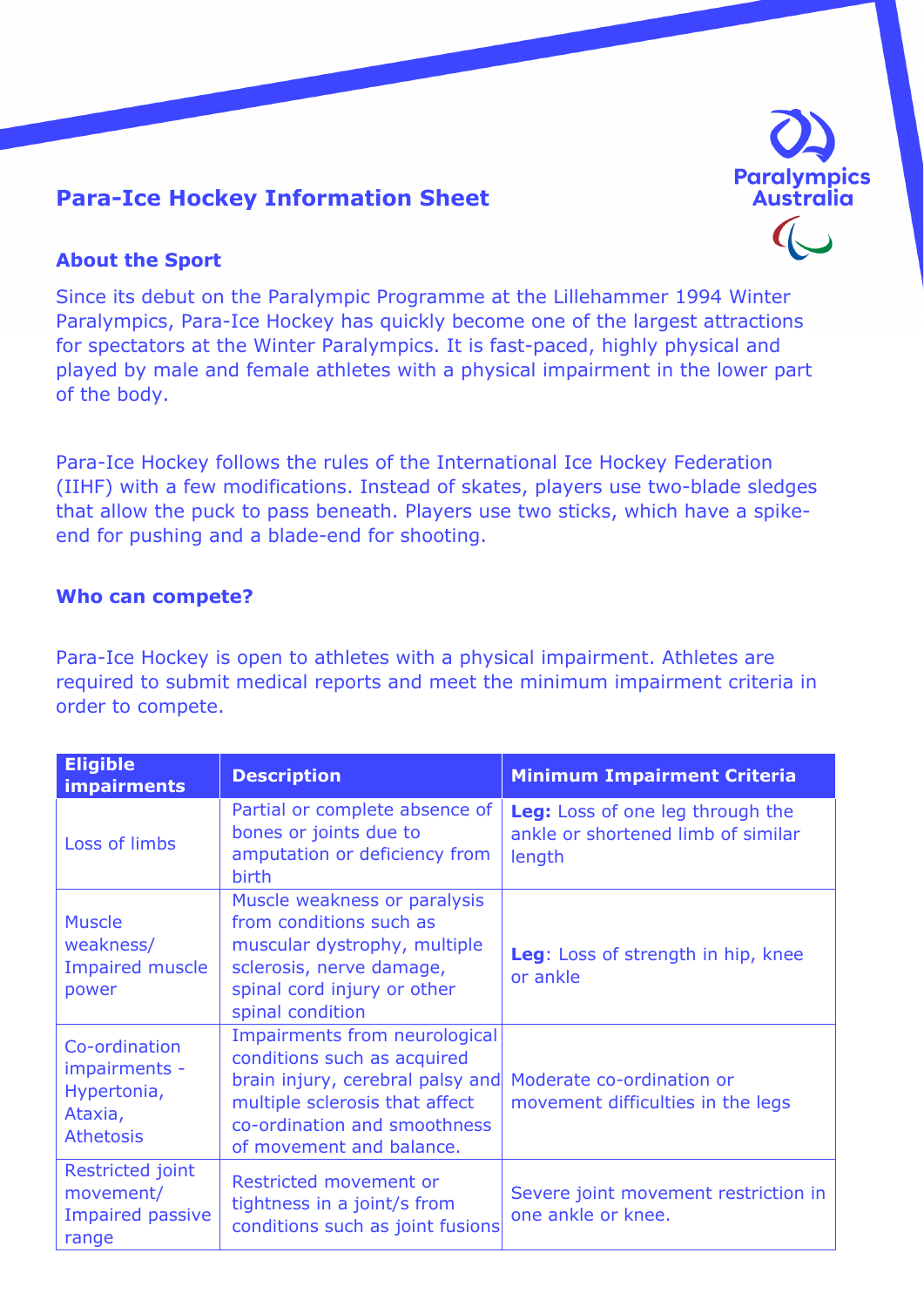# Para-Ice Hockey Information Sheet

## About the Sport

Since its debut on the Paralympic Programme at the Lillehammer 1994 Winter Paralympics, Para-Ice Hockey has quickly become one of the largest attractions for spectators at the Winter Paralympics. It is fast-paced, highly physical and played by male and female athletes with a physical impairment in the lower part of the body.

Para-Ice Hockey follows the rules of the International Ice Hockey Federation (IIHF) with a few modifications. Instead of skates, players use two-blade sledges that allow the puck to pass beneath. Players use two sticks, which have a spike-end for pushing and a blade-end for shooting.

## Who can compete?

Para-Ice Hockey is open to athletes with a physical impairment. Athletes are required to submit medical reports and meet the minimum impairment criteria in order to compete.

| Eligible impairments | Description | Minimum Impairment Criteria |
|---|---|---|
| Loss of limbs | Partial or complete absence of bones or joints due to amputation or deficiency from birth | **Leg:** Loss of one leg through the ankle or shortened limb of similar length |
| Muscle weakness/ Impaired muscle power | Muscle weakness or paralysis from conditions such as muscular dystrophy, multiple sclerosis, nerve damage, spinal cord injury or other spinal condition | **Leg**: Loss of strength in hip, knee or ankle |
| Co-ordination impairments - Hypertonia, Ataxia, Athetosis | Impairments from neurological conditions such as acquired brain injury, cerebral palsy and multiple sclerosis that affect co-ordination and smoothness of movement and balance. | Moderate co-ordination or movement difficulties in the legs |
| Restricted joint movement/ Impaired passive range | Restricted movement or tightness in a joint/s from conditions such as joint fusions | Severe joint movement restriction in one ankle or knee. |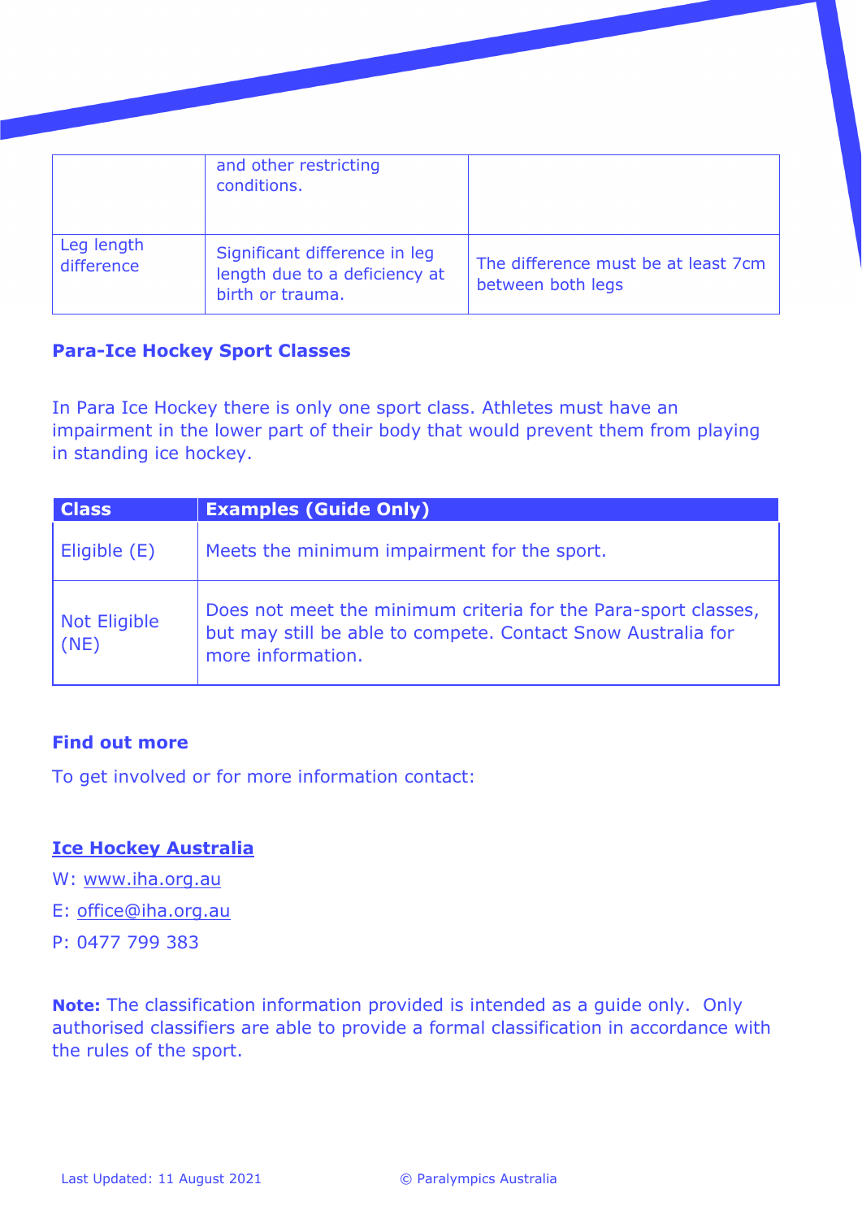| | | |
|---|---|---|
| | and other restricting conditions. | |
| Leg length difference | Significant difference in leg length due to a deficiency at birth or trauma. | The difference must be at least 7cm between both legs |

## Para-Ice Hockey Sport Classes

In Para Ice Hockey there is only one sport class. Athletes must have an impairment in the lower part of their body that would prevent them from playing in standing ice hockey.

| Class | Examples (Guide Only) |
|---|---|
| Eligible (E) | Meets the minimum impairment for the sport. |
| Not Eligible (NE) | Does not meet the minimum criteria for the Para-sport classes, but may still be able to compete. Contact Snow Australia for more information. |

## Find out more

To get involved or for more information contact:

### Ice Hockey Australia

W: www.iha.org.au

E: office@iha.org.au

P: 0477 799 383

**Note:** The classification information provided is intended as a guide only. Only authorised classifiers are able to provide a formal classification in accordance with the rules of the sport.

Last Updated: 11 August 2021

© Paralympics Australia